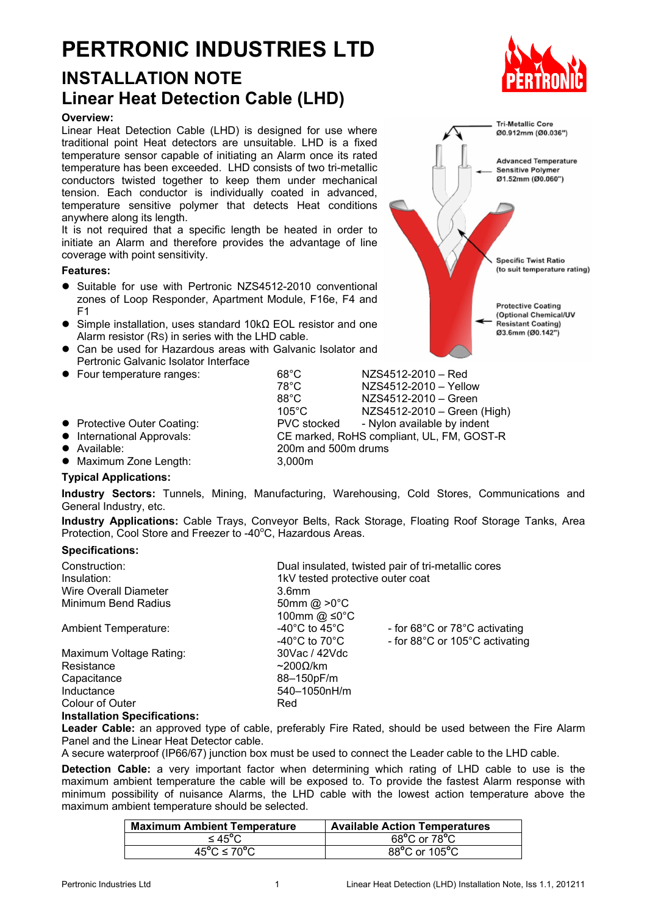# PERTRONIC INDUSTRIES LTD

## INSTALLATION NOTE

## Linear Heat Detection Cable (LHD)

**Overview:**

Linear Heat Detection Cable (LHD) is designed for use where traditional point Heat detectors are unsuitable. LHD is a fixed temperature sensor capable of initiating an Alarm once its rated temperature has been exceeded. LHD consists of two tri-metallic conductors twisted together to keep them under mechanical tension. Each conductor is individually coated in advanced, temperature sensitive polymer that detects Heat conditions anywhere along its length.

It is not required that a specific length be heated in order to initiate an Alarm and therefore provides the advantage of line coverage with point sensitivity.

Tri-Metallic Core Ø0.912mm (Ø0.036")

Advanced Temperature Sensitive Polymer Ø1.52mm (Ø0.060")

Specific Twist Ratio (to suit temperature rating)

Protective Coating (Optional Chemical/UV Resistant Coating) Ø3.6mm (Ø0.142")

**Features:**

- Suitable for use with Pertronic NZS4512-2010 conventional zones of Loop Responder, Apartment Module, F16e, F4 and F1
- Simple installation, uses standard 10kΩ EOL resistor and one Alarm resistor (Rs) in series with the LHD cable.
- Can be used for Hazardous areas with Galvanic Isolator and Pertronic Galvanic Isolator Interface
- Four temperature ranges:
  - 68°C — NZS4512-2010 – Red
  - 78°C — NZS4512-2010 – Yellow
  - 88°C — NZS4512-2010 – Green
  - 105°C — NZS4512-2010 – Green (High)
- Protective Outer Coating: PVC stocked - Nylon available by indent
- International Approvals: CE marked, RoHS compliant, UL, FM, GOST-R
- Available: 200m and 500m drums
- Maximum Zone Length: 3,000m

**Typical Applications:**

**Industry Sectors:** Tunnels, Mining, Manufacturing, Warehousing, Cold Stores, Communications and General Industry, etc.

**Industry Applications:** Cable Trays, Conveyor Belts, Rack Storage, Floating Roof Storage Tanks, Area Protection, Cool Store and Freezer to -40°C, Hazardous Areas.

**Specifications:**

| | | |
|---|---|---|
| Construction: | Dual insulated, twisted pair of tri-metallic cores | |
| Insulation: | 1kV tested protective outer coat | |
| Wire Overall Diameter | 3.6mm | |
| Minimum Bend Radius | 50mm @ >0°C | |
| | 100mm @ ≤0°C | |
| Ambient Temperature: | -40°C to 45°C | - for 68°C or 78°C activating |
| | -40°C to 70°C | - for 88°C or 105°C activating |
| Maximum Voltage Rating: | 30Vac / 42Vdc | |
| Resistance | ~200Ω/km | |
| Capacitance | 88–150pF/m | |
| Inductance | 540–1050nH/m | |
| Colour of Outer | Red | |

**Installation Specifications:**

**Leader Cable:** an approved type of cable, preferably Fire Rated, should be used between the Fire Alarm Panel and the Linear Heat Detector cable.

A secure waterproof (IP66/67) junction box must be used to connect the Leader cable to the LHD cable.

**Detection Cable:** a very important factor when determining which rating of LHD cable to use is the maximum ambient temperature the cable will be exposed to. To provide the fastest Alarm response with minimum possibility of nuisance Alarms, the LHD cable with the lowest action temperature above the maximum ambient temperature should be selected.

| Maximum Ambient Temperature | Available Action Temperatures |
|---|---|
| ≤ 45°C | 68°C or 78°C |
| 45°C ≤ 70°C | 88°C or 105°C |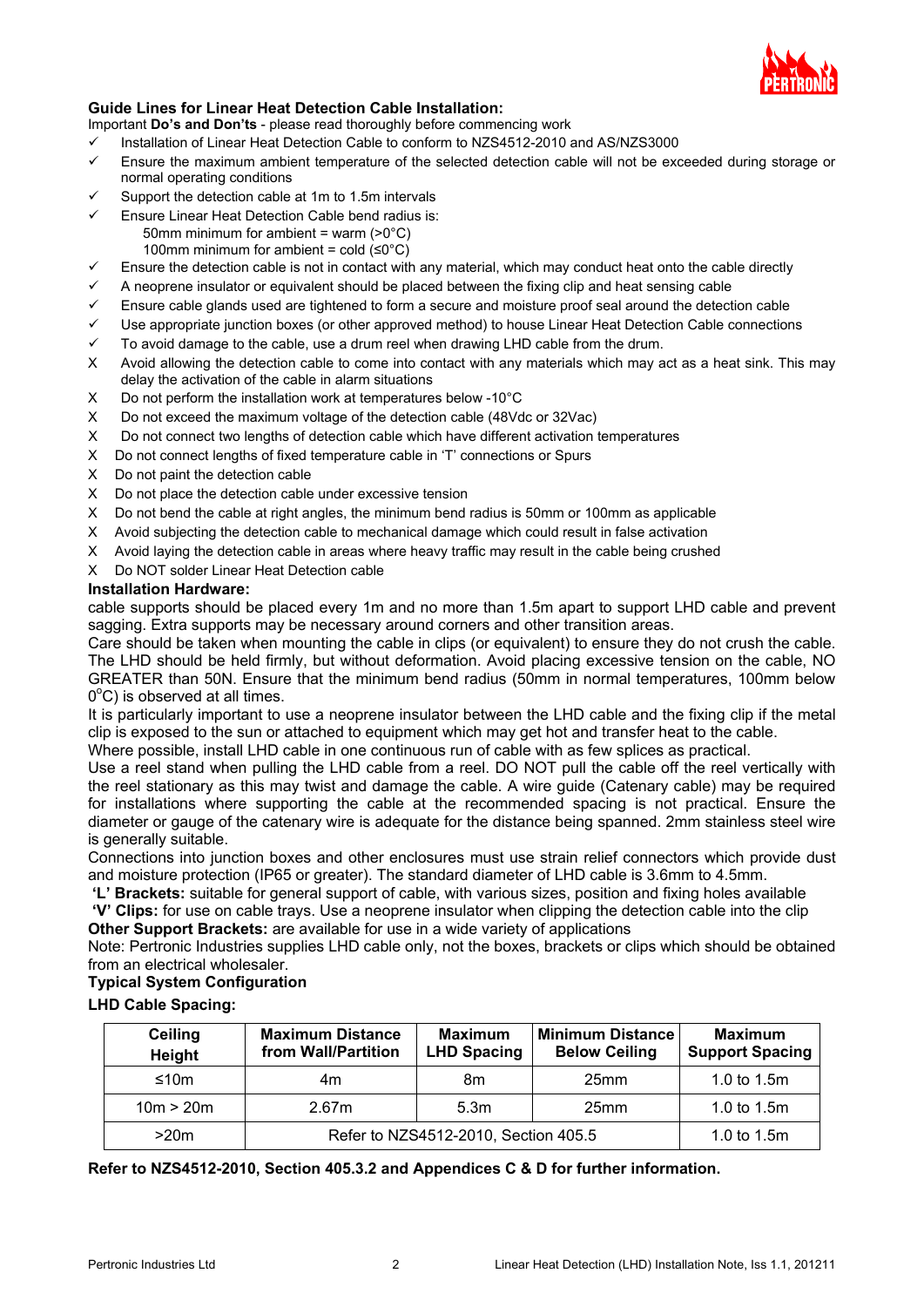**Guide Lines for Linear Heat Detection Cable Installation:**

Important **Do's and Don'ts** - please read thoroughly before commencing work

- ✓ Installation of Linear Heat Detection Cable to conform to NZS4512-2010 and AS/NZS3000
- ✓ Ensure the maximum ambient temperature of the selected detection cable will not be exceeded during storage or normal operating conditions
- ✓ Support the detection cable at 1m to 1.5m intervals
- ✓ Ensure Linear Heat Detection Cable bend radius is:
  - 50mm minimum for ambient = warm (>0°C)
  - 100mm minimum for ambient = cold (≤0°C)
- ✓ Ensure the detection cable is not in contact with any material, which may conduct heat onto the cable directly
- ✓ A neoprene insulator or equivalent should be placed between the fixing clip and heat sensing cable
- ✓ Ensure cable glands used are tightened to form a secure and moisture proof seal around the detection cable
- ✓ Use appropriate junction boxes (or other approved method) to house Linear Heat Detection Cable connections
- ✓ To avoid damage to the cable, use a drum reel when drawing LHD cable from the drum.
- X Avoid allowing the detection cable to come into contact with any materials which may act as a heat sink. This may delay the activation of the cable in alarm situations
- X Do not perform the installation work at temperatures below -10°C
- X Do not exceed the maximum voltage of the detection cable (48Vdc or 32Vac)
- X Do not connect two lengths of detection cable which have different activation temperatures
- X Do not connect lengths of fixed temperature cable in 'T' connections or Spurs
- X Do not paint the detection cable
- X Do not place the detection cable under excessive tension
- X Do not bend the cable at right angles, the minimum bend radius is 50mm or 100mm as applicable
- X Avoid subjecting the detection cable to mechanical damage which could result in false activation
- X Avoid laying the detection cable in areas where heavy traffic may result in the cable being crushed
- X Do NOT solder Linear Heat Detection cable

**Installation Hardware:**

cable supports should be placed every 1m and no more than 1.5m apart to support LHD cable and prevent sagging. Extra supports may be necessary around corners and other transition areas.

Care should be taken when mounting the cable in clips (or equivalent) to ensure they do not crush the cable. The LHD should be held firmly, but without deformation. Avoid placing excessive tension on the cable, NO GREATER than 50N. Ensure that the minimum bend radius (50mm in normal temperatures, 100mm below 0°C) is observed at all times.

It is particularly important to use a neoprene insulator between the LHD cable and the fixing clip if the metal clip is exposed to the sun or attached to equipment which may get hot and transfer heat to the cable.

Where possible, install LHD cable in one continuous run of cable with as few splices as practical.

Use a reel stand when pulling the LHD cable from a reel. DO NOT pull the cable off the reel vertically with the reel stationary as this may twist and damage the cable. A wire guide (Catenary cable) may be required for installations where supporting the cable at the recommended spacing is not practical. Ensure the diameter or gauge of the catenary wire is adequate for the distance being spanned. 2mm stainless steel wire is generally suitable.

Connections into junction boxes and other enclosures must use strain relief connectors which provide dust and moisture protection (IP65 or greater). The standard diameter of LHD cable is 3.6mm to 4.5mm.

**'L' Brackets:** suitable for general support of cable, with various sizes, position and fixing holes available

**'V' Clips:** for use on cable trays. Use a neoprene insulator when clipping the detection cable into the clip

**Other Support Brackets:** are available for use in a wide variety of applications

Note: Pertronic Industries supplies LHD cable only, not the boxes, brackets or clips which should be obtained from an electrical wholesaler.

**Typical System Configuration**

**LHD Cable Spacing:**

| Ceiling Height | Maximum Distance from Wall/Partition | Maximum LHD Spacing | Minimum Distance Below Ceiling | Maximum Support Spacing |
|---|---|---|---|---|
| ≤10m | 4m | 8m | 25mm | 1.0 to 1.5m |
| 10m > 20m | 2.67m | 5.3m | 25mm | 1.0 to 1.5m |
| >20m | Refer to NZS4512-2010, Section 405.5 | | | 1.0 to 1.5m |

**Refer to NZS4512-2010, Section 405.3.2 and Appendices C & D for further information.**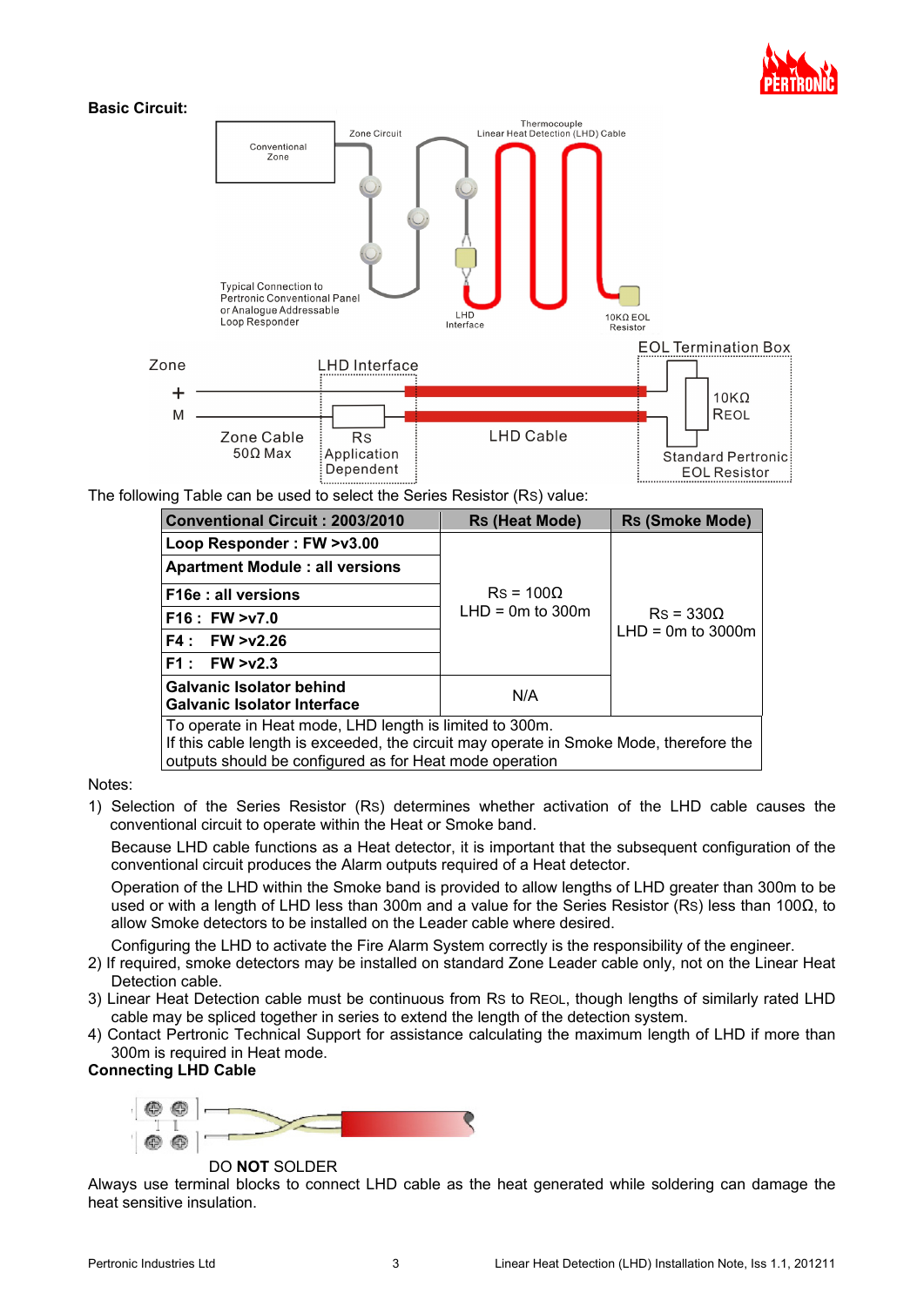**Basic Circuit:**

The following Table can be used to select the Series Resistor (RS) value:

| Conventional Circuit : 2003/2010 | RS (Heat Mode) | RS (Smoke Mode) |
|---|---|---|
| Loop Responder : FW >v3.00 | RS = 100Ω LHD = 0m to 300m | RS = 330Ω LHD = 0m to 3000m |
| Apartment Module : all versions | | |
| F16e : all versions | | |
| F16 : FW >v7.0 | | |
| F4 : FW >v2.26 | | |
| F1 : FW >v2.3 | | |
| Galvanic Isolator behind Galvanic Isolator Interface | N/A | |
| To operate in Heat mode, LHD length is limited to 300m. If this cable length is exceeded, the circuit may operate in Smoke Mode, therefore the outputs should be configured as for Heat mode operation | | |

Notes:

1) Selection of the Series Resistor (RS) determines whether activation of the LHD cable causes the conventional circuit to operate within the Heat or Smoke band.

   Because LHD cable functions as a Heat detector, it is important that the subsequent configuration of the conventional circuit produces the Alarm outputs required of a Heat detector.

   Operation of the LHD within the Smoke band is provided to allow lengths of LHD greater than 300m to be used or with a length of LHD less than 300m and a value for the Series Resistor (RS) less than 100Ω, to allow Smoke detectors to be installed on the Leader cable where desired.

   Configuring the LHD to activate the Fire Alarm System correctly is the responsibility of the engineer.
2) If required, smoke detectors may be installed on standard Zone Leader cable only, not on the Linear Heat Detection cable.
3) Linear Heat Detection cable must be continuous from RS to REOL, though lengths of similarly rated LHD cable may be spliced together in series to extend the length of the detection system.
4) Contact Pertronic Technical Support for assistance calculating the maximum length of LHD if more than 300m is required in Heat mode.

**Connecting LHD Cable**

DO **NOT** SOLDER

Always use terminal blocks to connect LHD cable as the heat generated while soldering can damage the heat sensitive insulation.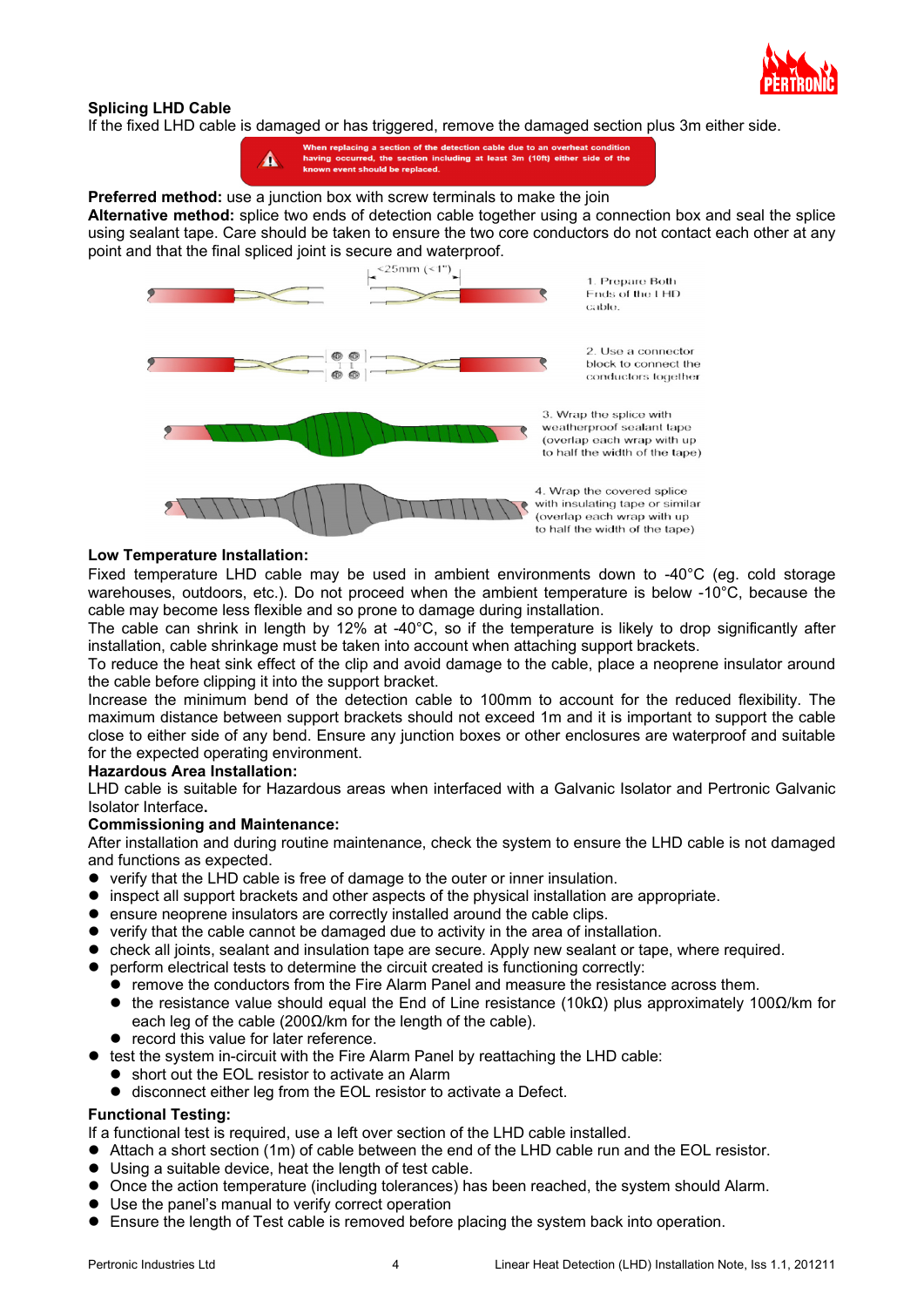### Splicing LHD Cable

If the fixed LHD cable is damaged or has triggered, remove the damaged section plus 3m either side.

**When replacing a section of the detection cable due to an overheat condition having occurred, the section including at least 3m (10ft) either side of the known event should be replaced.**

**Preferred method:** use a junction box with screw terminals to make the join
**Alternative method:** splice two ends of detection cable together using a connection box and seal the splice using sealant tape. Care should be taken to ensure the two core conductors do not contact each other at any point and that the final spliced joint is secure and waterproof.

<25mm (<1")

1. Prepare Both Ends of the LHD cable.

2. Use a connector block to connect the conductors together

3. Wrap the splice with weatherproof sealant tape (overlap each wrap with up to half the width of the tape)

4. Wrap the covered splice with insulating tape or similar (overlap each wrap with up to half the width of the tape)

### Low Temperature Installation:

Fixed temperature LHD cable may be used in ambient environments down to -40°C (eg. cold storage warehouses, outdoors, etc.). Do not proceed when the ambient temperature is below -10°C, because the cable may become less flexible and so prone to damage during installation.

The cable can shrink in length by 12% at -40°C, so if the temperature is likely to drop significantly after installation, cable shrinkage must be taken into account when attaching support brackets.

To reduce the heat sink effect of the clip and avoid damage to the cable, place a neoprene insulator around the cable before clipping it into the support bracket.

Increase the minimum bend of the detection cable to 100mm to account for the reduced flexibility. The maximum distance between support brackets should not exceed 1m and it is important to support the cable close to either side of any bend. Ensure any junction boxes or other enclosures are waterproof and suitable for the expected operating environment.

### Hazardous Area Installation:

LHD cable is suitable for Hazardous areas when interfaced with a Galvanic Isolator and Pertronic Galvanic Isolator Interface**.**

### Commissioning and Maintenance:

After installation and during routine maintenance, check the system to ensure the LHD cable is not damaged and functions as expected.

- verify that the LHD cable is free of damage to the outer or inner insulation.
- inspect all support brackets and other aspects of the physical installation are appropriate.
- ensure neoprene insulators are correctly installed around the cable clips.
- verify that the cable cannot be damaged due to activity in the area of installation.
- check all joints, sealant and insulation tape are secure. Apply new sealant or tape, where required.
- perform electrical tests to determine the circuit created is functioning correctly:
  - remove the conductors from the Fire Alarm Panel and measure the resistance across them.
  - the resistance value should equal the End of Line resistance (10kΩ) plus approximately 100Ω/km for each leg of the cable (200Ω/km for the length of the cable).
  - record this value for later reference.
- test the system in-circuit with the Fire Alarm Panel by reattaching the LHD cable:
  - short out the EOL resistor to activate an Alarm
  - disconnect either leg from the EOL resistor to activate a Defect.

### Functional Testing:

If a functional test is required, use a left over section of the LHD cable installed.

- Attach a short section (1m) of cable between the end of the LHD cable run and the EOL resistor.
- Using a suitable device, heat the length of test cable.
- Once the action temperature (including tolerances) has been reached, the system should Alarm.
- Use the panel's manual to verify correct operation
- Ensure the length of Test cable is removed before placing the system back into operation.